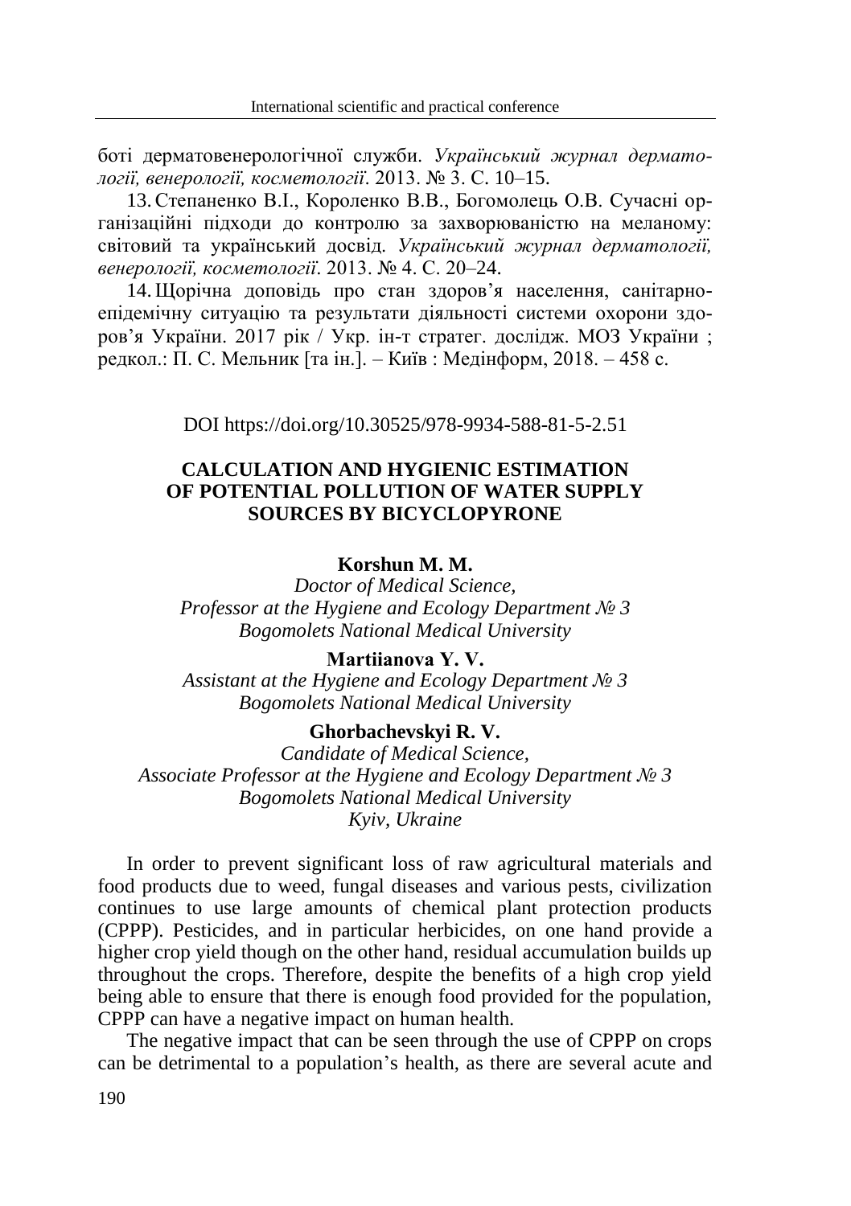боті дерматовенерологічної служби. *Український журнал дерматології, венерології, косметології*. 2013. № 3. С. 10–15.

13. Степаненко В.І., Короленко В.В., Богомолець О.В. Сучасні організаційні підходи до контролю за захворюваністю на меланому: світовий та український досвід. *Український журнал дерматології, венерології, косметології*. 2013. № 4. С. 20–24.

14. Щорічна доповідь про стан здоров'я населення, санітарно-епідемічну ситуацію та результати діяльності системи охорони здоров'я України. 2017 рік / Укр. ін-т стратег. дослідж. МОЗ України ; редкол.: П. С. Мельник [та ін.]. – Київ : Медінформ, 2018. – 458 с.

DOI https://doi.org/10.30525/978-9934-588-81-5-2.51

## CALCULATION AND HYGIENIC ESTIMATION OF POTENTIAL POLLUTION OF WATER SUPPLY SOURCES BY BICYCLOPYRONE

**Korshun M. M.**
*Doctor of Medical Science,*
*Professor at the Hygiene and Ecology Department № 3*
*Bogomolets National Medical University*

**Martiianova Y. V.**
*Assistant at the Hygiene and Ecology Department № 3*
*Bogomolets National Medical University*

**Ghorbachevskyi R. V.**
*Candidate of Medical Science,*
*Associate Professor at the Hygiene and Ecology Department № 3*
*Bogomolets National Medical University*
*Kyiv, Ukraine*

In order to prevent significant loss of raw agricultural materials and food products due to weed, fungal diseases and various pests, civilization continues to use large amounts of chemical plant protection products (CPPP). Pesticides, and in particular herbicides, on one hand provide a higher crop yield though on the other hand, residual accumulation builds up throughout the crops. Therefore, despite the benefits of a high crop yield being able to ensure that there is enough food provided for the population, CPPP can have a negative impact on human health.

The negative impact that can be seen through the use of CPPP on crops can be detrimental to a population's health, as there are several acute and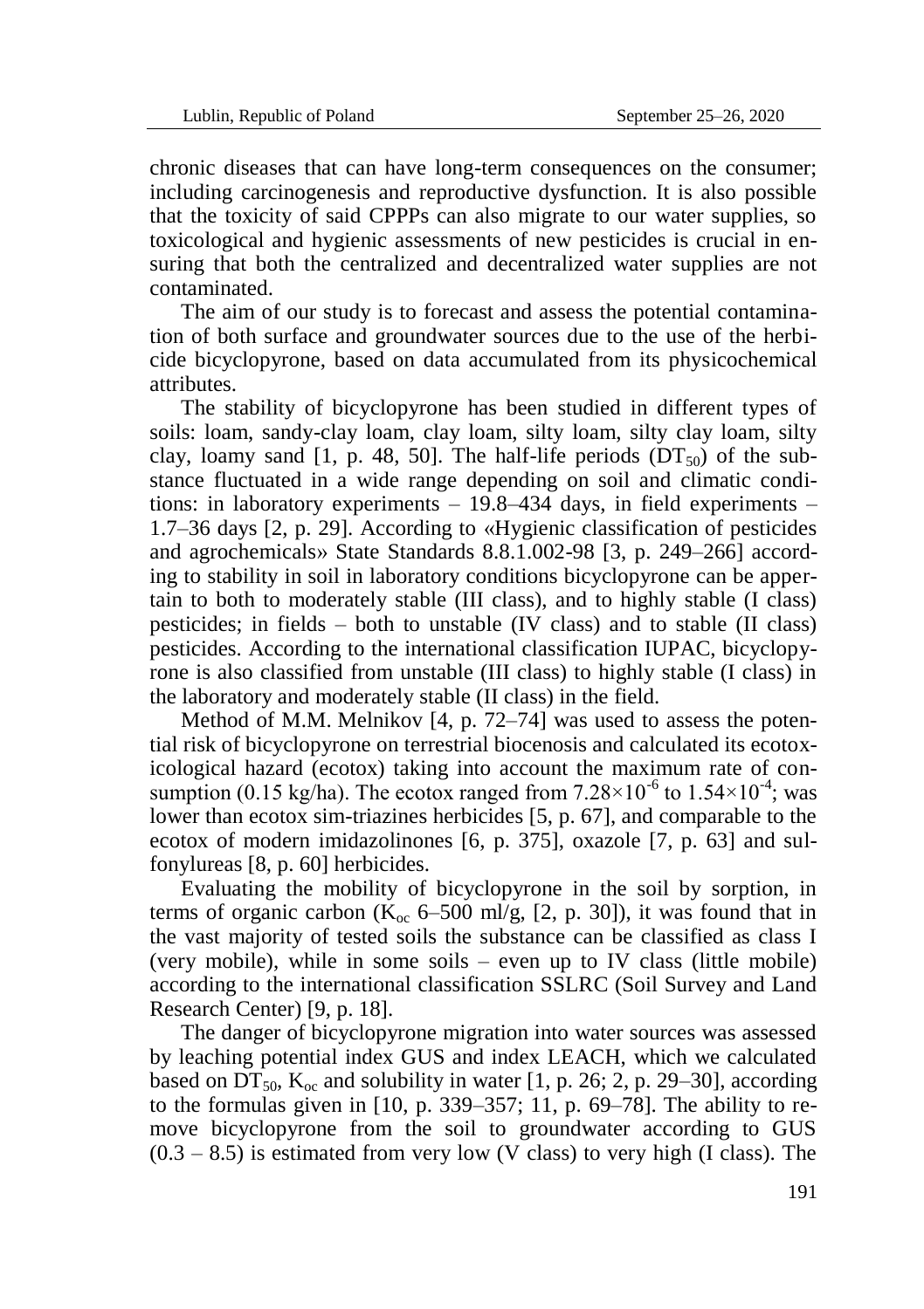chronic diseases that can have long-term consequences on the consumer; including carcinogenesis and reproductive dysfunction. It is also possible that the toxicity of said CPPPs can also migrate to our water supplies, so toxicological and hygienic assessments of new pesticides is crucial in ensuring that both the centralized and decentralized water supplies are not contaminated.

The aim of our study is to forecast and assess the potential contamination of both surface and groundwater sources due to the use of the herbicide bicyclopyrone, based on data accumulated from its physicochemical attributes.

The stability of bicyclopyrone has been studied in different types of soils: loam, sandy-clay loam, clay loam, silty loam, silty clay loam, silty clay, loamy sand [1, p. 48, 50]. The half-life periods ($DT_{50}$) of the substance fluctuated in a wide range depending on soil and climatic conditions: in laboratory experiments – 19.8–434 days, in field experiments – 1.7–36 days [2, p. 29]. According to «Hygienic classification of pesticides and agrochemicals» State Standards 8.8.1.002-98 [3, p. 249–266] according to stability in soil in laboratory conditions bicyclopyrone can be appertain to both to moderately stable (III class), and to highly stable (I class) pesticides; in fields – both to unstable (IV class) and to stable (II class) pesticides. According to the international classification IUPAC, bicyclopyrone is also classified from unstable (III class) to highly stable (I class) in the laboratory and moderately stable (II class) in the field.

Method of M.M. Melnikov [4, p. 72–74] was used to assess the potential risk of bicyclopyrone on terrestrial biocenosis and calculated its ecotoxicological hazard (ecotox) taking into account the maximum rate of consumption (0.15 kg/ha). The ecotox ranged from $7.28 \times 10^{-6}$ to $1.54 \times 10^{-4}$; was lower than ecotox sim-triazines herbicides [5, p. 67], and comparable to the ecotox of modern imidazolinones [6, p. 375], oxazole [7, p. 63] and sulfonylureas [8, p. 60] herbicides.

Evaluating the mobility of bicyclopyrone in the soil by sorption, in terms of organic carbon ($K_{oc}$ 6–500 ml/g, [2, p. 30]), it was found that in the vast majority of tested soils the substance can be classified as class I (very mobile), while in some soils – even up to IV class (little mobile) according to the international classification SSLRC (Soil Survey and Land Research Center) [9, p. 18].

The danger of bicyclopyrone migration into water sources was assessed by leaching potential index GUS and index LEACH, which we calculated based on $DT_{50}$, $K_{oc}$ and solubility in water [1, p. 26; 2, p. 29–30], according to the formulas given in [10, p. 339–357; 11, p. 69–78]. The ability to remove bicyclopyrone from the soil to groundwater according to GUS (0.3 – 8.5) is estimated from very low (V class) to very high (I class). The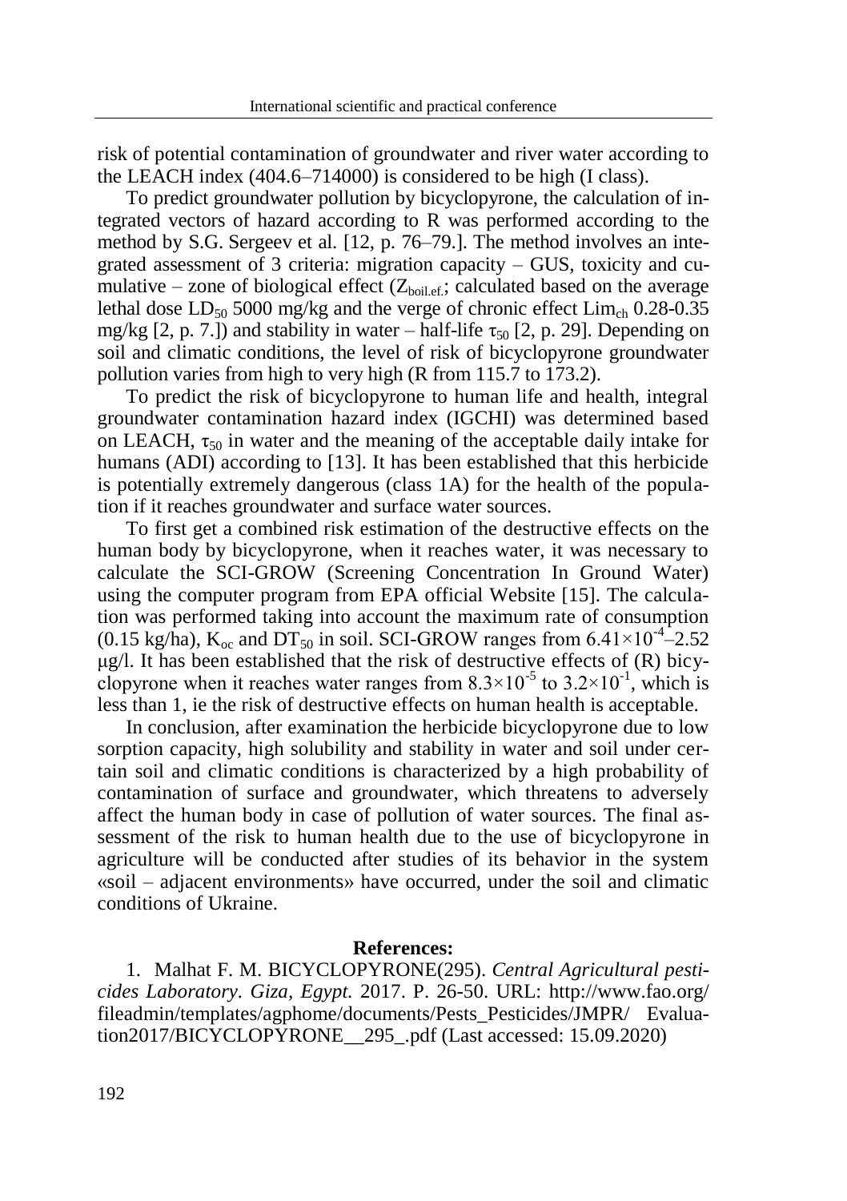risk of potential contamination of groundwater and river water according to the LEACH index (404.6–714000) is considered to be high (I class).

To predict groundwater pollution by bicyclopyrone, the calculation of integrated vectors of hazard according to R was performed according to the method by S.G. Sergeev et al. [12, p. 76–79.]. The method involves an integrated assessment of 3 criteria: migration capacity – GUS, toxicity and cumulative – zone of biological effect ($Z_{boil.ef.}$; calculated based on the average lethal dose $LD_{50}$ 5000 mg/kg and the verge of chronic effect $Lim_{ch}$ 0.28-0.35 mg/kg [2, p. 7.]) and stability in water – half-life $\tau_{50}$ [2, p. 29]. Depending on soil and climatic conditions, the level of risk of bicyclopyrone groundwater pollution varies from high to very high (R from 115.7 to 173.2).

To predict the risk of bicyclopyrone to human life and health, integral groundwater contamination hazard index (IGCHI) was determined based on LEACH, $\tau_{50}$ in water and the meaning of the acceptable daily intake for humans (ADI) according to [13]. It has been established that this herbicide is potentially extremely dangerous (class 1A) for the health of the population if it reaches groundwater and surface water sources.

To first get a combined risk estimation of the destructive effects on the human body by bicyclopyrone, when it reaches water, it was necessary to calculate the SCI-GROW (Screening Concentration In Ground Water) using the computer program from EPA official Website [15]. The calculation was performed taking into account the maximum rate of consumption (0.15 kg/ha), $K_{oc}$ and $DT_{50}$ in soil. SCI-GROW ranges from $6.41 \times 10^{-4}$–2.52 μg/l. It has been established that the risk of destructive effects of (R) bicyclopyrone when it reaches water ranges from $8.3 \times 10^{-5}$ to $3.2 \times 10^{-1}$, which is less than 1, ie the risk of destructive effects on human health is acceptable.

In conclusion, after examination the herbicide bicyclopyrone due to low sorption capacity, high solubility and stability in water and soil under certain soil and climatic conditions is characterized by a high probability of contamination of surface and groundwater, which threatens to adversely affect the human body in case of pollution of water sources. The final assessment of the risk to human health due to the use of bicyclopyrone in agriculture will be conducted after studies of its behavior in the system «soil – adjacent environments» have occurred, under the soil and climatic conditions of Ukraine.

**References:**

1. Malhat F. M. BICYCLOPYRONE(295). *Central Agricultural pesticides Laboratory. Giza, Egypt.* 2017. P. 26-50. URL: http://www.fao.org/fileadmin/templates/agphome/documents/Pests_Pesticides/JMPR/ Evaluation2017/BICYCLOPYRONE__295_.pdf (Last accessed: 15.09.2020)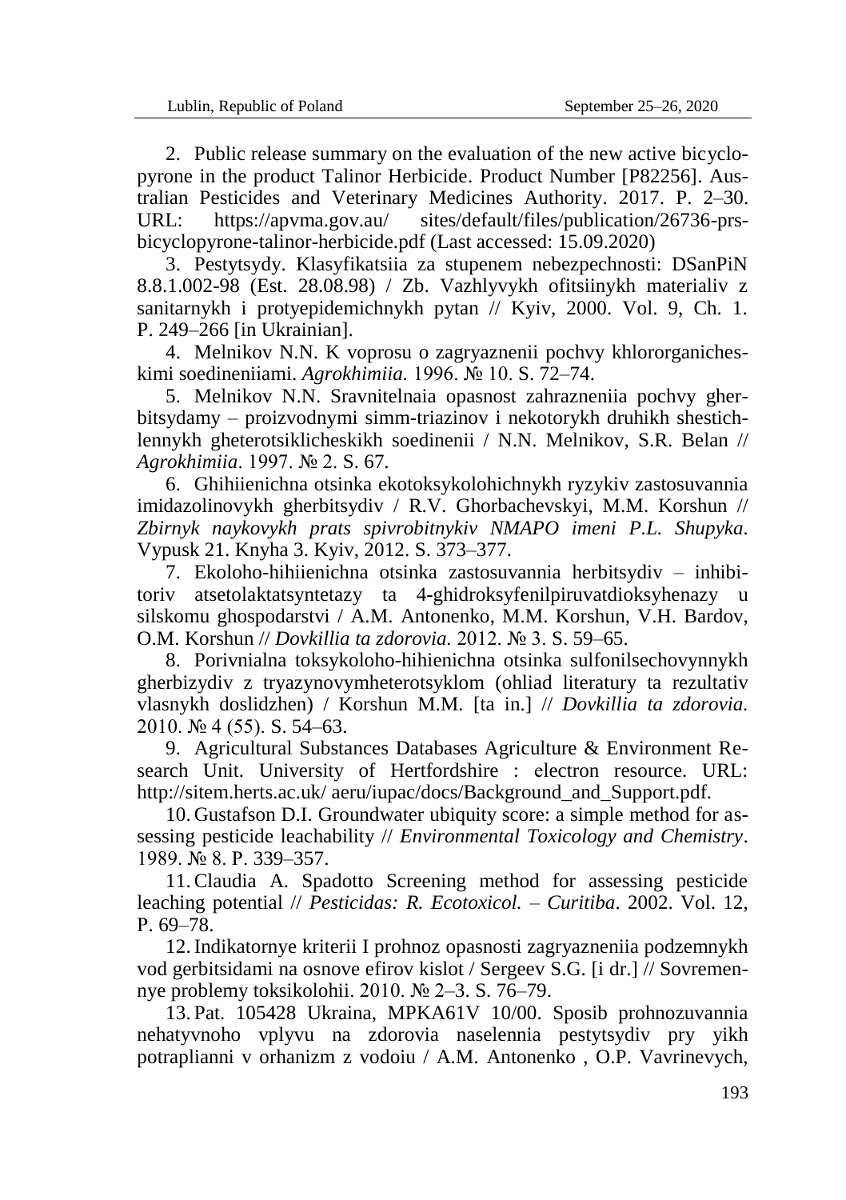2. Public release summary on the evaluation of the new active bicyclopyrone in the product Talinor Herbicide. Product Number [P82256]. Australian Pesticides and Veterinary Medicines Authority. 2017. P. 2–30. URL: https://apvma.gov.au/ sites/default/files/publication/26736-prs-bicyclopyrone-talinor-herbicide.pdf (Last accessed: 15.09.2020)

3. Pestytsydy. Klasyfikatsiia za stupenem nebezpechnosti: DSanPiN 8.8.1.002-98 (Est. 28.08.98) / Zb. Vazhlyvykh ofitsiinykh materialiv z sanitarnykh i protyepidemichnykh pytan // Kyiv, 2000. Vol. 9, Ch. 1. P. 249–266 [in Ukrainian].

4. Melnikov N.N. K voprosu o zagryaznenii pochvy khlororganicheskimi soedineniiami. *Agrokhimiia.* 1996. № 10. S. 72–74.

5. Melnikov N.N. Sravnitelnaia opasnost zahrazneniia pochvy gherbitsydamy – proizvodnymi simm-triazinov i nekotorykh druhikh shestichlennykh gheterotsiklicheskikh soedinenii / N.N. Melnikov, S.R. Belan // *Agrokhimiia*. 1997. № 2. S. 67.

6. Ghihiienichna otsinka ekotoksykolohichnykh ryzykiv zastosuvannia imidazolinovykh gherbitsydiv / R.V. Ghorbachevskyi, M.M. Korshun // *Zbirnyk naykovykh prats spivrobitnykiv NMAPO imeni P.L. Shupyka.* Vypusk 21. Knyha 3. Kyiv, 2012. S. 373–377.

7. Ekoloho-hihiienichna otsinka zastosuvannia herbitsydiv – inhibitoriv atsetolaktatsyntetazy ta 4-ghidroksyfenilpiruvatdioksyhenazy u silskomu ghospodarstvi / A.M. Antonenko, M.M. Korshun, V.H. Bardov, O.M. Korshun // *Dovkillia ta zdorovia.* 2012. № 3. S. 59–65.

8. Porivnialna toksykoloho-hihienichna otsinka sulfonilsechovynnykh gherbizydiv z tryazynovymheterotsyklom (ohliad literatury ta rezultativ vlasnykh doslidzhen) / Korshun M.M. [ta in.] // *Dovkillia ta zdorovia.* 2010. № 4 (55). S. 54–63.

9. Agricultural Substances Databases Agriculture & Environment Research Unit. University of Hertfordshire : electron resource. URL: http://sitem.herts.ac.uk/ aeru/iupac/docs/Background_and_Support.pdf.

10. Gustafson D.I. Groundwater ubiquity score: a simple method for assessing pesticide leachability // *Environmental Toxicology and Chemistry*. 1989. № 8. P. 339–357.

11. Claudia A. Spadotto Screening method for assessing pesticide leaching potential // *Pesticidas: R. Ecotoxicol. – Curitiba*. 2002. Vol. 12, P. 69–78.

12. Indikatornye kriterii I prohnoz opasnosti zagryazneniia podzemnykh vod gerbitsidami na osnove efirov kislot / Sergeev S.G. [i dr.] // Sovremennye problemy toksikolohii. 2010. № 2–3. S. 76–79.

13. Pat. 105428 Ukraina, MPKA61V 10/00. Sposib prohnozuvannia nehatyvnoho vplyvu na zdorovia naselennia pestytsydiv pry yikh potraplianni v orhanizm z vodoiu / A.M. Antonenko , O.P. Vavrinevych,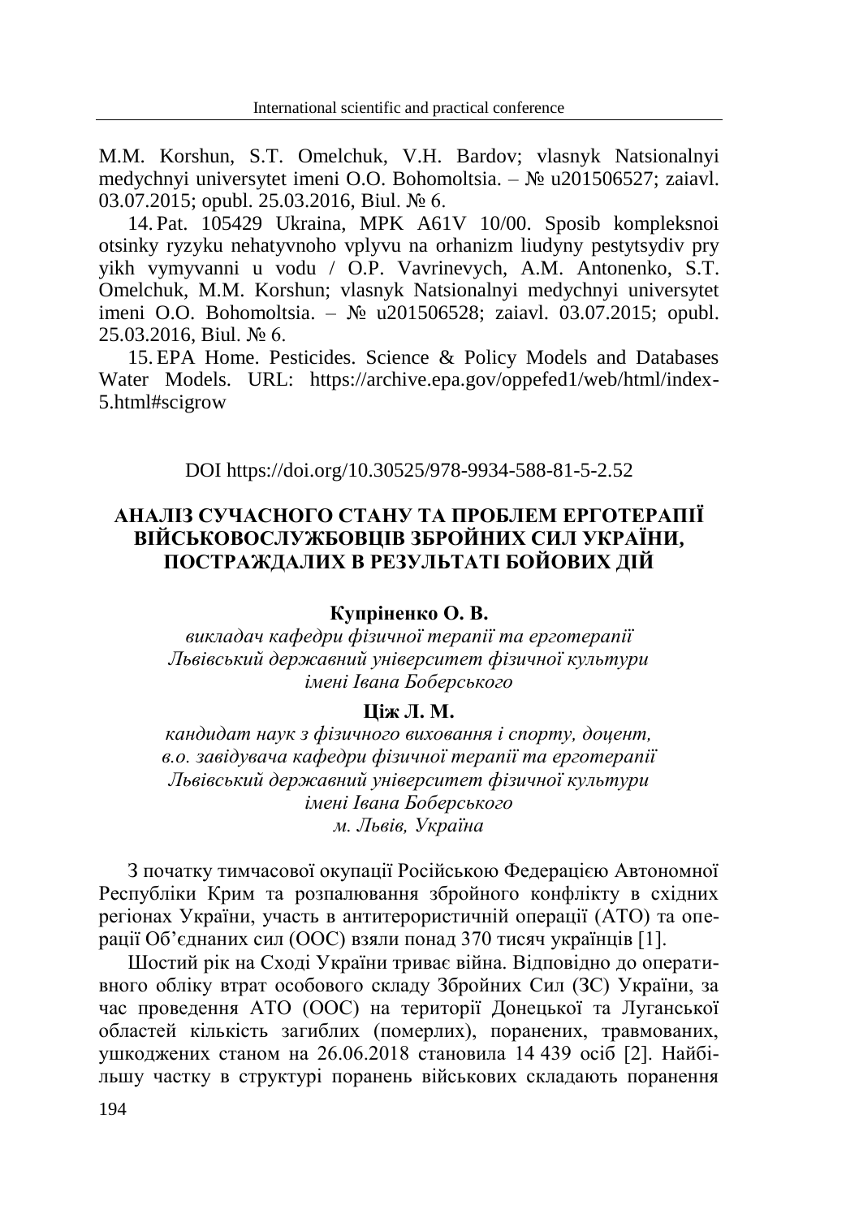M.M. Korshun, S.T. Omelchuk, V.H. Bardov; vlasnyk Natsionalnyi medychnyi universytet imeni O.O. Bohomoltsia. – № u201506527; zaiavl. 03.07.2015; opubl. 25.03.2016, Biul. № 6.

14. Pat. 105429 Ukraina, MPK A61V 10/00. Sposib kompleksnoi otsinky ryzyku nehatyvnoho vplyvu na orhanizm liudyny pestytsydiv pry yikh vymyvanni u vodu / O.P. Vavrinevych, A.M. Antonenko, S.T. Omelchuk, M.M. Korshun; vlasnyk Natsionalnyi medychnyi universytet imeni O.O. Bohomoltsia. – № u201506528; zaiavl. 03.07.2015; opubl. 25.03.2016, Biul. № 6.

15. EPA Home. Pesticides. Science & Policy Models and Databases Water Models. URL: https://archive.epa.gov/oppefed1/web/html/index-5.html#scigrow

DOI https://doi.org/10.30525/978-9934-588-81-5-2.52

# АНАЛІЗ СУЧАСНОГО СТАНУ ТА ПРОБЛЕМ ЕРГОТЕРАПІЇ ВІЙСЬКОВОСЛУЖБОВЦІВ ЗБРОЙНИХ СИЛ УКРАЇНИ, ПОСТРАЖДАЛИХ В РЕЗУЛЬТАТІ БОЙОВИХ ДІЙ

**Купріненко О. В.**

*викладач кафедри фізичної терапії та ерготерапії*
*Львівський державний університет фізичної культури імені Івана Боберського*

**Ціж Л. М.**

*кандидат наук з фізичного виховання і спорту, доцент, в.о. завідувача кафедри фізичної терапії та ерготерапії*
*Львівський державний університет фізичної культури імені Івана Боберського*
*м. Львів, Україна*

З початку тимчасової окупації Російською Федерацією Автономної Республіки Крим та розпалювання збройного конфлікту в східних регіонах України, участь в антитерористичній операції (АТО) та операції Об'єднаних сил (ООС) взяли понад 370 тисяч українців [1].

Шостий рік на Сході України триває війна. Відповідно до оперативного обліку втрат особового складу Збройних Сил (ЗС) України, за час проведення АТО (ООС) на території Донецької та Луганської областей кількість загиблих (померлих), поранених, травмованих, ушкоджених станом на 26.06.2018 становила 14 439 осіб [2]. Найбільшу частку в структурі поранень військових складають поранення